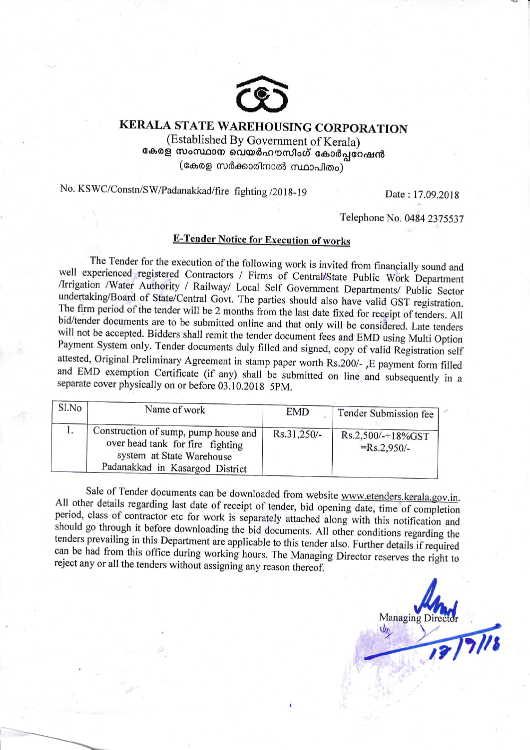# KERALA STATE WAREHOUSING CORPORATION

(Established By Government of Kerala)

കേരള സംസ്ഥാന വെയർഹൗസിംഗ് കോർപ്പറേഷൻ

(കേരള സർക്കാരിനാൽ സ്ഥാപിതം)

No. KSWC/Constn/SW/Padanakkad/fire fighting /2018-19

Date : 17.09.2018

Telephone No. 0484 2375537

## E-Tender Notice for Execution of works

The Tender for the execution of the following work is invited from financially sound and well experienced registered Contractors / Firms of Central/State Public Work Department /Irrigation /Water Authority / Railway/ Local Self Government Departments/ Public Sector undertaking/Board of State/Central Govt. The parties should also have valid GST registration. The firm period of the tender will be 2 months from the last date fixed for receipt of tenders. All bid/tender documents are to be submitted online and that only will be considered. Late tenders will not be accepted. Bidders shall remit the tender document fees and EMD using Multi Option Payment System only. Tender documents duly filled and signed, copy of valid Registration self attested, Original Preliminary Agreement in stamp paper worth Rs.200/- ,E payment form filled and EMD exemption Certificate (if any) shall be submitted on line and subsequently in a separate cover physically on or before 03.10.2018 5PM.

| Sl.No | Name of work | EMD | Tender Submission fee |
|---|---|---|---|
| 1. | Construction of sump, pump house and over head tank for fire fighting system at State Warehouse Padanakkad in Kasargod District | Rs.31,250/- | Rs.2,500/-+18%GST =Rs.2,950/- |

Sale of Tender documents can be downloaded from website www.etenders.kerala.gov.in. All other details regarding last date of receipt of tender, bid opening date, time of completion period, class of contractor etc for work is separately attached along with this notification and should go through it before downloading the bid documents. All other conditions regarding the tenders prevailing in this Department are applicable to this tender also. Further details if required can be had from this office during working hours. The Managing Director reserves the right to reject any or all the tenders without assigning any reason thereof.

Managing Director

17/9/18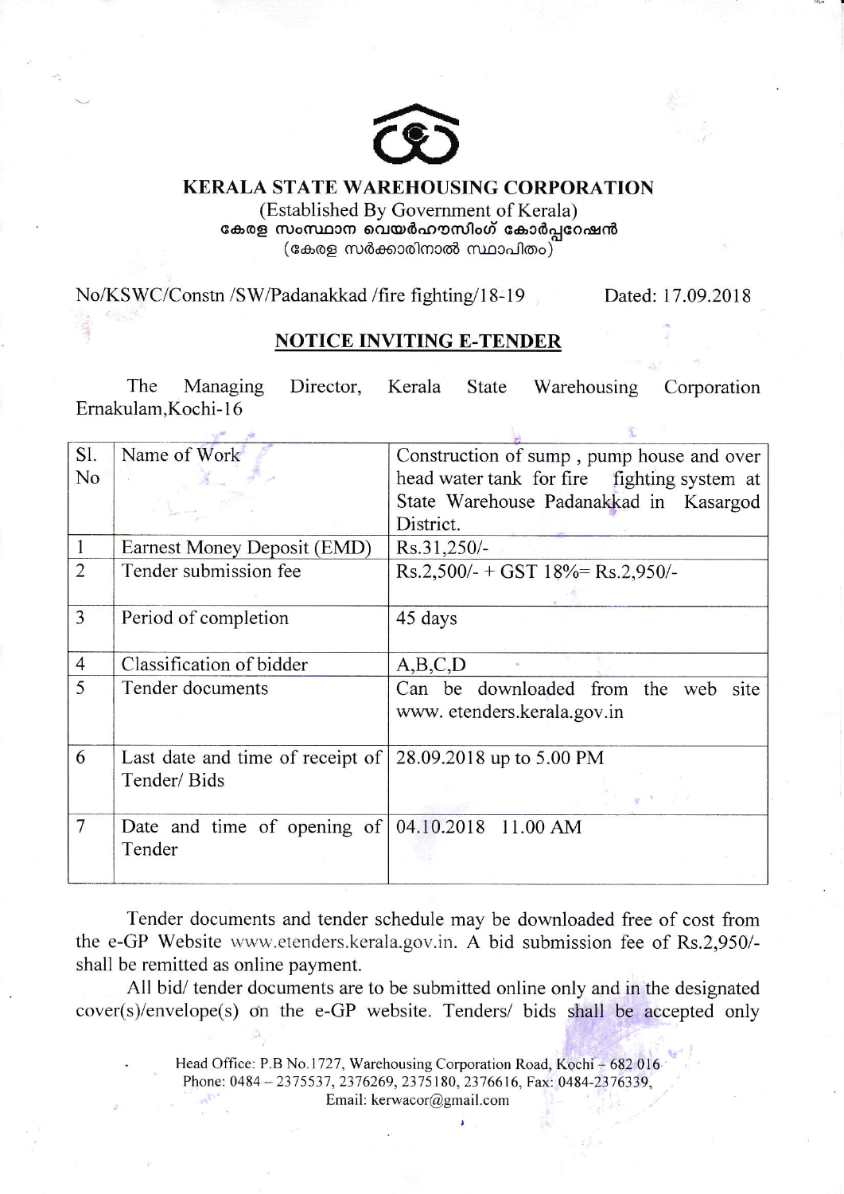# KERALA STATE WAREHOUSING CORPORATION

(Established By Government of Kerala)

കേരള സംസ്ഥാന വെയർഹൗസിംഗ് കോർപ്പറേഷൻ

(കേരള സർക്കാരിനാൽ സ്ഥാപിതം)

No/KSWC/Constn /SW/Padanakkad /fire fighting/18-19 Dated: 17.09.2018

## NOTICE INVITING E-TENDER

The Managing Director, Kerala State Warehousing Corporation Ernakulam, Kochi-16

| Sl. No | Name of Work | Construction of sump , pump house and over head water tank for fire fighting system at State Warehouse Padanakkad in Kasargod District. |
|---|---|---|
| 1 | Earnest Money Deposit (EMD) | Rs.31,250/- |
| 2 | Tender submission fee | Rs.2,500/- + GST 18%= Rs.2,950/- |
| 3 | Period of completion | 45 days |
| 4 | Classification of bidder | A,B,C,D |
| 5 | Tender documents | Can be downloaded from the web site www. etenders.kerala.gov.in |
| 6 | Last date and time of receipt of Tender/ Bids | 28.09.2018 up to 5.00 PM |
| 7 | Date and time of opening of Tender | 04.10.2018 11.00 AM |

Tender documents and tender schedule may be downloaded free of cost from the e-GP Website www.etenders.kerala.gov.in. A bid submission fee of Rs.2,950/- shall be remitted as online payment.

All bid/ tender documents are to be submitted online only and in the designated cover(s)/envelope(s) on the e-GP website. Tenders/ bids shall be accepted only

Head Office: P.B No.1727, Warehousing Corporation Road, Kochi – 682 016
Phone: 0484 – 2375537, 2376269, 2375180, 2376616, Fax: 0484-2376339,
Email: kerwacor@gmail.com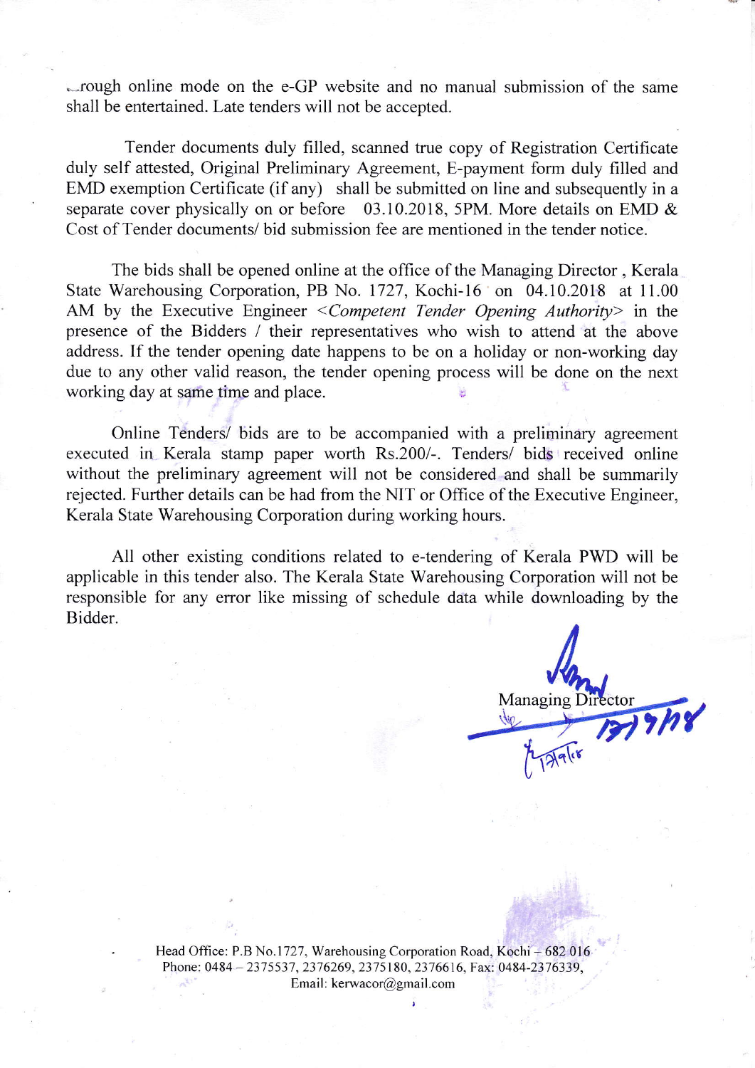rough online mode on the e-GP website and no manual submission of the same shall be entertained. Late tenders will not be accepted.

Tender documents duly filled, scanned true copy of Registration Certificate duly self attested, Original Preliminary Agreement, E-payment form duly filled and EMD exemption Certificate (if any) shall be submitted on line and subsequently in a separate cover physically on or before 03.10.2018, 5PM. More details on EMD & Cost of Tender documents/ bid submission fee are mentioned in the tender notice.

The bids shall be opened online at the office of the Managing Director , Kerala State Warehousing Corporation, PB No. 1727, Kochi-16 on 04.10.2018 at 11.00 AM by the Executive Engineer <*Competent Tender Opening Authority*> in the presence of the Bidders / their representatives who wish to attend at the above address. If the tender opening date happens to be on a holiday or non-working day due to any other valid reason, the tender opening process will be done on the next working day at same time and place.

Online Tenders/ bids are to be accompanied with a preliminary agreement executed in Kerala stamp paper worth Rs.200/-. Tenders/ bids received online without the preliminary agreement will not be considered and shall be summarily rejected. Further details can be had from the NIT or Office of the Executive Engineer, Kerala State Warehousing Corporation during working hours.

All other existing conditions related to e-tendering of Kerala PWD will be applicable in this tender also. The Kerala State Warehousing Corporation will not be responsible for any error like missing of schedule data while downloading by the Bidder.

Managing Director

13/9/18

Head Office: P.B No.1727, Warehousing Corporation Road, Kochi – 682 016
Phone: 0484 – 2375537, 2376269, 2375180, 2376616, Fax: 0484-2376339,
Email: kerwacor@gmail.com